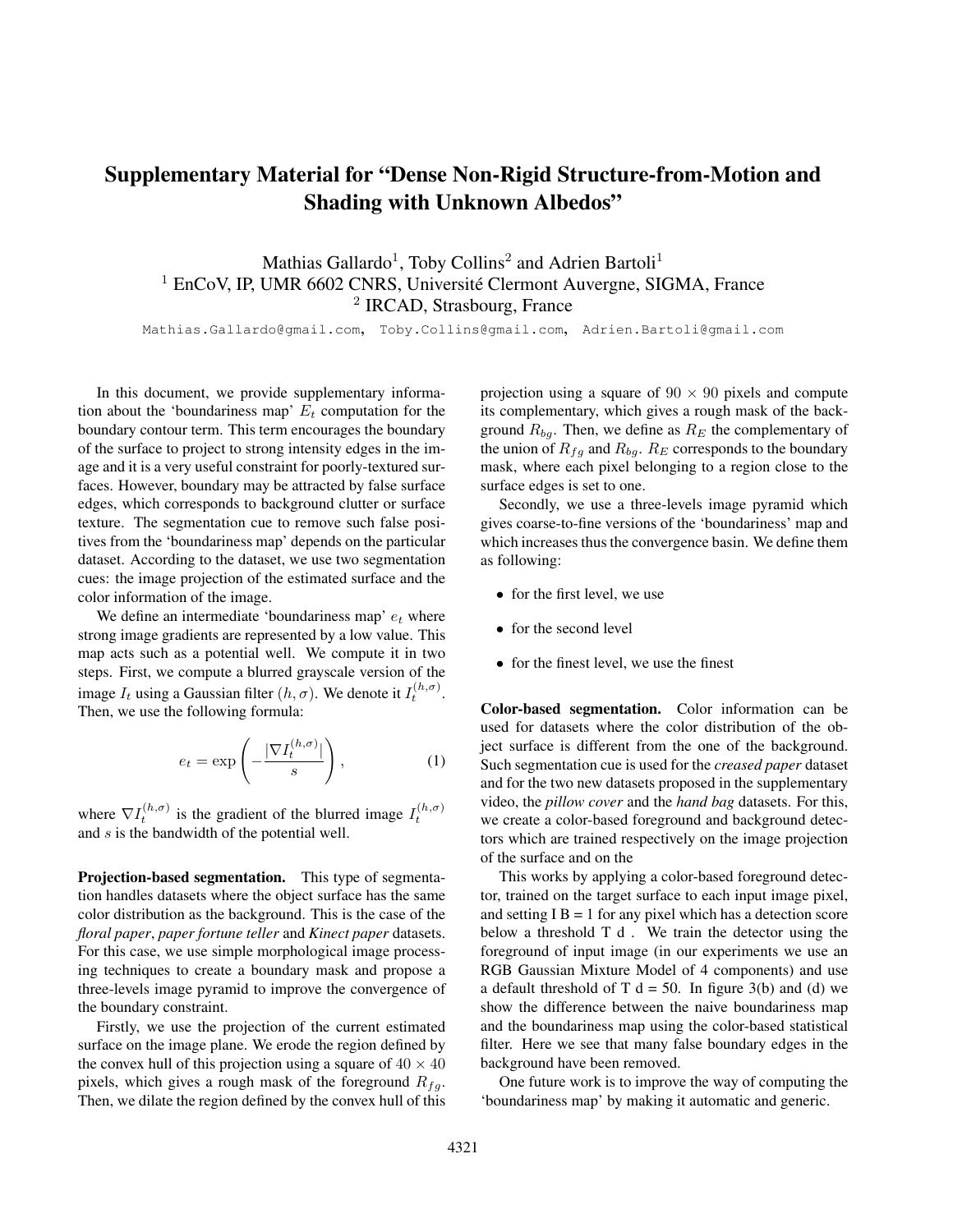# Supplementary Material for "Dense Non-Rigid Structure-from-Motion and Shading with Unknown Albedos"

Mathias Gallardo[1], Toby Collins[2] and Adrien Bartoli[1]
[1] EnCoV, IP, UMR 6602 CNRS, Université Clermont Auvergne, SIGMA, France
[2] IRCAD, Strasbourg, France

Mathias.Gallardo@gmail.com, Toby.Collins@gmail.com, Adrien.Bartoli@gmail.com

In this document, we provide supplementary information about the 'boundariness map' $E_t$ computation for the boundary contour term. This term encourages the boundary of the surface to project to strong intensity edges in the image and it is a very useful constraint for poorly-textured surfaces. However, boundary may be attracted by false surface edges, which corresponds to background clutter or surface texture. The segmentation cue to remove such false positives from the 'boundariness map' depends on the particular dataset. According to the dataset, we use two segmentation cues: the image projection of the estimated surface and the color information of the image.

We define an intermediate 'boundariness map' $e_t$ where strong image gradients are represented by a low value. This map acts such as a potential well. We compute it in two steps. First, we compute a blurred grayscale version of the image $I_t$ using a Gaussian filter $(h, \sigma)$. We denote it $I_t^{(h,\sigma)}$. Then, we use the following formula:

$$e_t = \exp\left(-\frac{|\nabla I_t^{(h,\sigma)}|}{s}\right), \tag{1}$$

where $\nabla I_t^{(h,\sigma)}$ is the gradient of the blurred image $I_t^{(h,\sigma)}$ and $s$ is the bandwidth of the potential well.

**Projection-based segmentation.** This type of segmentation handles datasets where the object surface has the same color distribution as the background. This is the case of the *floral paper*, *paper fortune teller* and *Kinect paper* datasets. For this case, we use simple morphological image processing techniques to create a boundary mask and propose a three-levels image pyramid to improve the convergence of the boundary constraint.

Firstly, we use the projection of the current estimated surface on the image plane. We erode the region defined by the convex hull of this projection using a square of $40 \times 40$ pixels, which gives a rough mask of the foreground $R_{fg}$. Then, we dilate the region defined by the convex hull of this projection using a square of $90 \times 90$ pixels and compute its complementary, which gives a rough mask of the background $R_{bg}$. Then, we define as $R_E$ the complementary of the union of $R_{fg}$ and $R_{bg}$. $R_E$ corresponds to the boundary mask, where each pixel belonging to a region close to the surface edges is set to one.

Secondly, we use a three-levels image pyramid which gives coarse-to-fine versions of the 'boundariness' map and which increases thus the convergence basin. We define them as following:

- for the first level, we use
- for the second level
- for the finest level, we use the finest

**Color-based segmentation.** Color information can be used for datasets where the color distribution of the object surface is different from the one of the background. Such segmentation cue is used for the *creased paper* dataset and for the two new datasets proposed in the supplementary video, the *pillow cover* and the *hand bag* datasets. For this, we create a color-based foreground and background detectors which are trained respectively on the image projection of the surface and on the

This works by applying a color-based foreground detector, trained on the target surface to each input image pixel, and setting I B = 1 for any pixel which has a detection score below a threshold T d . We train the detector using the foreground of input image (in our experiments we use an RGB Gaussian Mixture Model of 4 components) and use a default threshold of T d = 50. In figure 3(b) and (d) we show the difference between the naive boundariness map and the boundariness map using the color-based statistical filter. Here we see that many false boundary edges in the background have been removed.

One future work is to improve the way of computing the 'boundariness map' by making it automatic and generic.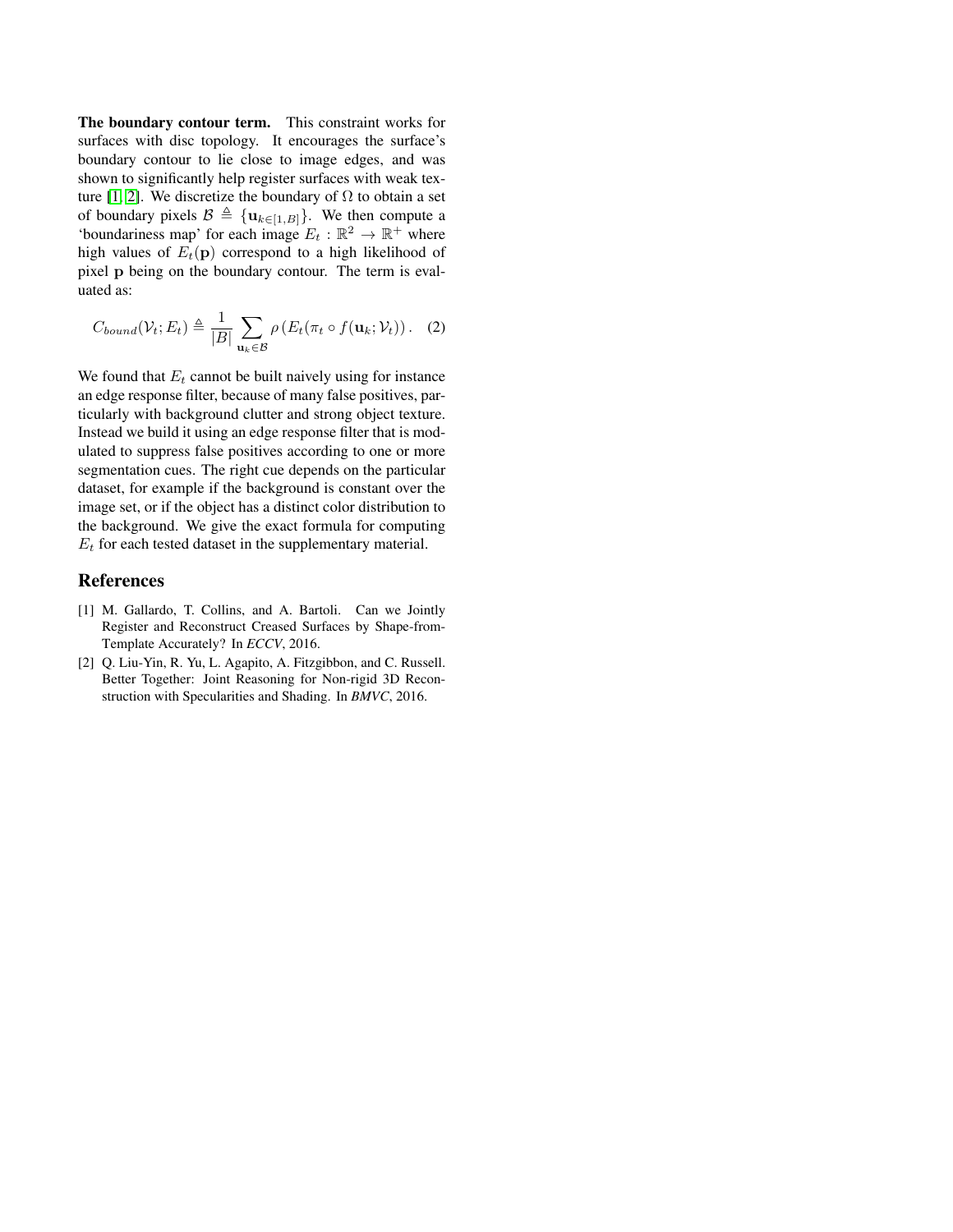**The boundary contour term.** This constraint works for surfaces with disc topology. It encourages the surface's boundary contour to lie close to image edges, and was shown to significantly help register surfaces with weak texture [1, 2]. We discretize the boundary of $\Omega$ to obtain a set of boundary pixels $\mathcal{B} \triangleq \{\mathbf{u}_{k\in[1,B]}\}$. We then compute a 'boundariness map' for each image $E_t : \mathbb{R}^2 \rightarrow \mathbb{R}^+$ where high values of $E_t(\mathbf{p})$ correspond to a high likelihood of pixel $\mathbf{p}$ being on the boundary contour. The term is evaluated as:

$$C_{bound}(\mathcal{V}_t; E_t) \triangleq \frac{1}{|B|} \sum_{\mathbf{u}_k \in \mathcal{B}} \rho\left(E_t(\pi_t \circ f(\mathbf{u}_k; \mathcal{V}_t)\right). \quad (2)$$

We found that $E_t$ cannot be built naively using for instance an edge response filter, because of many false positives, particularly with background clutter and strong object texture. Instead we build it using an edge response filter that is modulated to suppress false positives according to one or more segmentation cues. The right cue depends on the particular dataset, for example if the background is constant over the image set, or if the object has a distinct color distribution to the background. We give the exact formula for computing $E_t$ for each tested dataset in the supplementary material.

## References

[1] M. Gallardo, T. Collins, and A. Bartoli. Can we Jointly Register and Reconstruct Creased Surfaces by Shape-from-Template Accurately? In *ECCV*, 2016.

[2] Q. Liu-Yin, R. Yu, L. Agapito, A. Fitzgibbon, and C. Russell. Better Together: Joint Reasoning for Non-rigid 3D Reconstruction with Specularities and Shading. In *BMVC*, 2016.